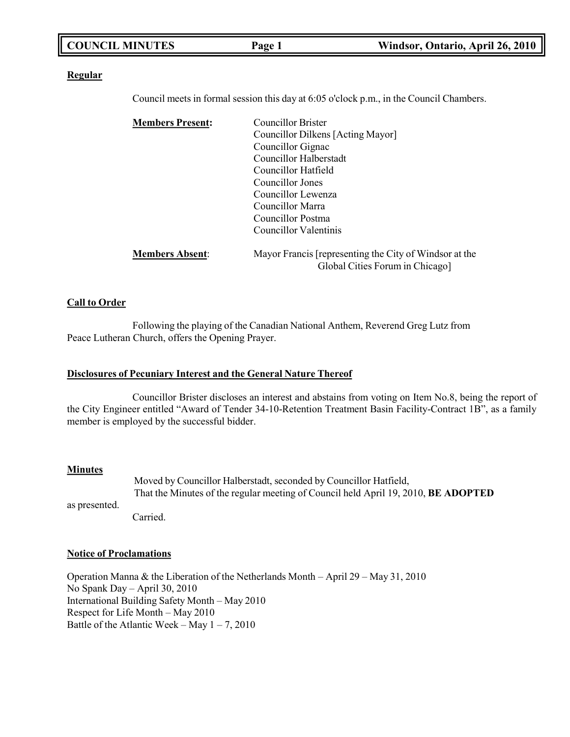**COUNCIL MINUTES** — Windsor, Ontario, April 26, 2010

## Regular

Council meets in formal session this day at 6:05 o'clock p.m., in the Council Chambers.

**Members Present:**

Councillor Brister
Councillor Dilkens [Acting Mayor]
Councillor Gignac
Councillor Halberstadt
Councillor Hatfield
Councillor Jones
Councillor Lewenza
Councillor Marra
Councillor Postma
Councillor Valentinis

**Members Absent:**

Mayor Francis [representing the City of Windsor at the Global Cities Forum in Chicago]

## Call to Order

Following the playing of the Canadian National Anthem, Reverend Greg Lutz from Peace Lutheran Church, offers the Opening Prayer.

## Disclosures of Pecuniary Interest and the General Nature Thereof

Councillor Brister discloses an interest and abstains from voting on Item No.8, being the report of the City Engineer entitled "Award of Tender 34-10-Retention Treatment Basin Facility-Contract 1B", as a family member is employed by the successful bidder.

## Minutes

Moved by Councillor Halberstadt, seconded by Councillor Hatfield,
That the Minutes of the regular meeting of Council held April 19, 2010, **BE ADOPTED** as presented.
Carried.

## Notice of Proclamations

Operation Manna & the Liberation of the Netherlands Month – April 29 – May 31, 2010
No Spank Day – April 30, 2010
International Building Safety Month – May 2010
Respect for Life Month – May 2010
Battle of the Atlantic Week – May 1 – 7, 2010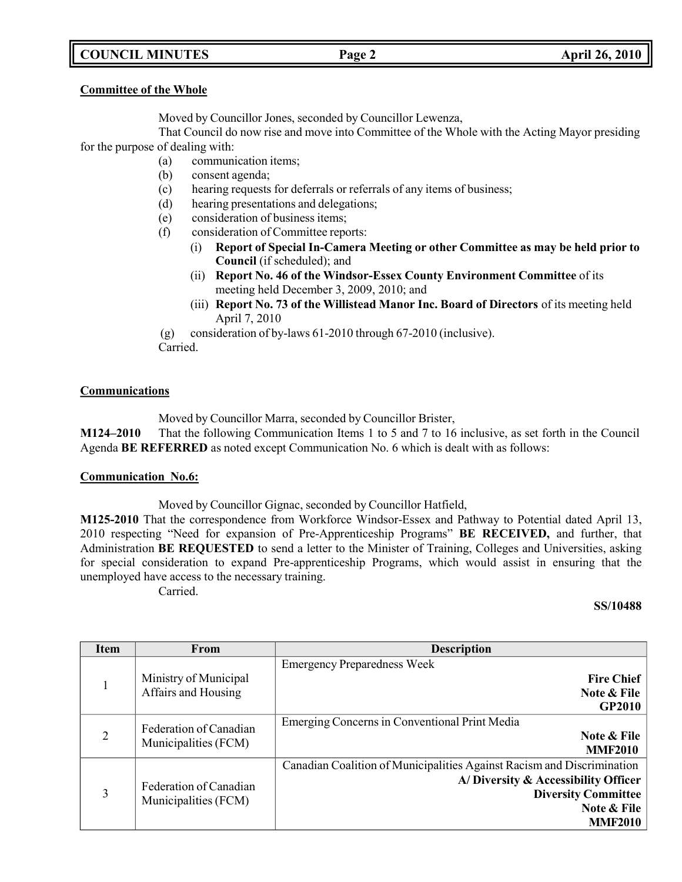**Committee of the Whole**

Moved by Councillor Jones, seconded by Councillor Lewenza,

That Council do now rise and move into Committee of the Whole with the Acting Mayor presiding for the purpose of dealing with:

- (a) communication items;
- (b) consent agenda;
- (c) hearing requests for deferrals or referrals of any items of business;
- (d) hearing presentations and delegations;
- (e) consideration of business items;
- (f) consideration of Committee reports:
  - (i) **Report of Special In-Camera Meeting or other Committee as may be held prior to Council** (if scheduled); and
  - (ii) **Report No. 46 of the Windsor-Essex County Environment Committee** of its meeting held December 3, 2009, 2010; and
  - (iii) **Report No. 73 of the Willistead Manor Inc. Board of Directors** of its meeting held April 7, 2010
- (g) consideration of by-laws 61-2010 through 67-2010 (inclusive).

Carried.

**Communications**

Moved by Councillor Marra, seconded by Councillor Brister,

**M124–2010** That the following Communication Items 1 to 5 and 7 to 16 inclusive, as set forth in the Council Agenda **BE REFERRED** as noted except Communication No. 6 which is dealt with as follows:

**Communication No.6:**

Moved by Councillor Gignac, seconded by Councillor Hatfield,

**M125-2010** That the correspondence from Workforce Windsor-Essex and Pathway to Potential dated April 13, 2010 respecting "Need for expansion of Pre-Apprenticeship Programs" **BE RECEIVED,** and further, that Administration **BE REQUESTED** to send a letter to the Minister of Training, Colleges and Universities, asking for special consideration to expand Pre-apprenticeship Programs, which would assist in ensuring that the unemployed have access to the necessary training.

Carried.

**SS/10488**

| Item | From | Description |
|---|---|---|
| 1 | Ministry of Municipal Affairs and Housing | Emergency Preparedness Week<br>**Fire Chief**<br>**Note & File**<br>**GP2010** |
| 2 | Federation of Canadian Municipalities (FCM) | Emerging Concerns in Conventional Print Media<br>**Note & File**<br>**MMF2010** |
| 3 | Federation of Canadian Municipalities (FCM) | Canadian Coalition of Municipalities Against Racism and Discrimination<br>**A/ Diversity & Accessibility Officer**<br>**Diversity Committee**<br>**Note & File**<br>**MMF2010** |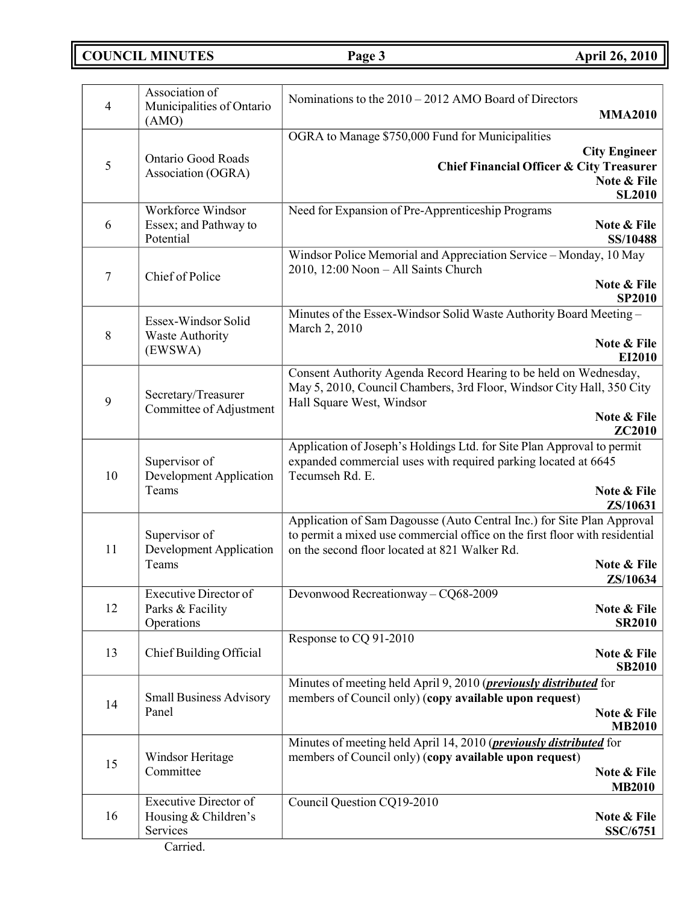| 4 | Association of Municipalities of Ontario (AMO) | Nominations to the 2010 – 2012 AMO Board of Directors<br>**MMA2010** |
|---|---|---|
| 5 | Ontario Good Roads Association (OGRA) | OGRA to Manage $750,000 Fund for Municipalities<br>**City Engineer**<br>**Chief Financial Officer & City Treasurer**<br>**Note & File**<br>**SL2010** |
| 6 | Workforce Windsor Essex; and Pathway to Potential | Need for Expansion of Pre-Apprenticeship Programs<br>**Note & File**<br>**SS/10488** |
| 7 | Chief of Police | Windsor Police Memorial and Appreciation Service – Monday, 10 May 2010, 12:00 Noon – All Saints Church<br>**Note & File**<br>**SP2010** |
| 8 | Essex-Windsor Solid Waste Authority (EWSWA) | Minutes of the Essex-Windsor Solid Waste Authority Board Meeting – March 2, 2010<br>**Note & File**<br>**EI2010** |
| 9 | Secretary/Treasurer Committee of Adjustment | Consent Authority Agenda Record Hearing to be held on Wednesday, May 5, 2010, Council Chambers, 3rd Floor, Windsor City Hall, 350 City Hall Square West, Windsor<br>**Note & File**<br>**ZC2010** |
| 10 | Supervisor of Development Application Teams | Application of Joseph's Holdings Ltd. for Site Plan Approval to permit expanded commercial uses with required parking located at 6645 Tecumseh Rd. E.<br>**Note & File**<br>**ZS/10631** |
| 11 | Supervisor of Development Application Teams | Application of Sam Dagousse (Auto Central Inc.) for Site Plan Approval to permit a mixed use commercial office on the first floor with residential on the second floor located at 821 Walker Rd.<br>**Note & File**<br>**ZS/10634** |
| 12 | Executive Director of Parks & Facility Operations | Devonwood Recreationway – CQ68-2009<br>**Note & File**<br>**SR2010** |
| 13 | Chief Building Official | Response to CQ 91-2010<br>**Note & File**<br>**SB2010** |
| 14 | Small Business Advisory Panel | Minutes of meeting held April 9, 2010 (***previously distributed*** for members of Council only) (**copy available upon request**)<br>**Note & File**<br>**MB2010** |
| 15 | Windsor Heritage Committee | Minutes of meeting held April 14, 2010 (***previously distributed*** for members of Council only) (**copy available upon request**)<br>**Note & File**<br>**MB2010** |
| 16 | Executive Director of Housing & Children's Services | Council Question CQ19-2010<br>**Note & File**<br>**SSC/6751** |

Carried.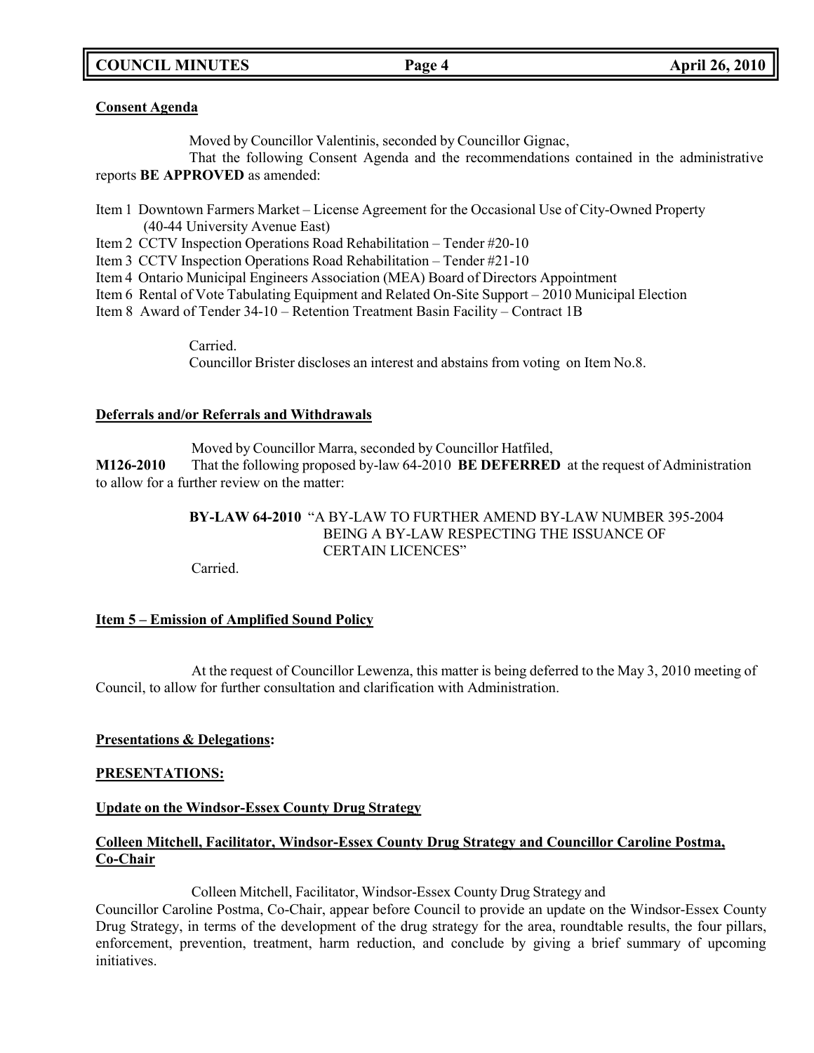**Consent Agenda**

Moved by Councillor Valentinis, seconded by Councillor Gignac,

That the following Consent Agenda and the recommendations contained in the administrative reports **BE APPROVED** as amended:

Item 1 Downtown Farmers Market – License Agreement for the Occasional Use of City-Owned Property (40-44 University Avenue East)
Item 2 CCTV Inspection Operations Road Rehabilitation – Tender #20-10
Item 3 CCTV Inspection Operations Road Rehabilitation – Tender #21-10
Item 4 Ontario Municipal Engineers Association (MEA) Board of Directors Appointment
Item 6 Rental of Vote Tabulating Equipment and Related On-Site Support – 2010 Municipal Election
Item 8 Award of Tender 34-10 – Retention Treatment Basin Facility – Contract 1B

Carried.

Councillor Brister discloses an interest and abstains from voting on Item No.8.

**Deferrals and/or Referrals and Withdrawals**

Moved by Councillor Marra, seconded by Councillor Hatfiled,

**M126-2010** That the following proposed by-law 64-2010 **BE DEFERRED** at the request of Administration to allow for a further review on the matter:

**BY-LAW 64-2010** "A BY-LAW TO FURTHER AMEND BY-LAW NUMBER 395-2004 BEING A BY-LAW RESPECTING THE ISSUANCE OF CERTAIN LICENCES"

Carried.

**Item 5 – Emission of Amplified Sound Policy**

At the request of Councillor Lewenza, this matter is being deferred to the May 3, 2010 meeting of Council, to allow for further consultation and clarification with Administration.

**Presentations & Delegations:**

**PRESENTATIONS:**

**Update on the Windsor-Essex County Drug Strategy**

**Colleen Mitchell, Facilitator, Windsor-Essex County Drug Strategy and Councillor Caroline Postma, Co-Chair**

Colleen Mitchell, Facilitator, Windsor-Essex County Drug Strategy and Councillor Caroline Postma, Co-Chair, appear before Council to provide an update on the Windsor-Essex County Drug Strategy, in terms of the development of the drug strategy for the area, roundtable results, the four pillars, enforcement, prevention, treatment, harm reduction, and conclude by giving a brief summary of upcoming initiatives.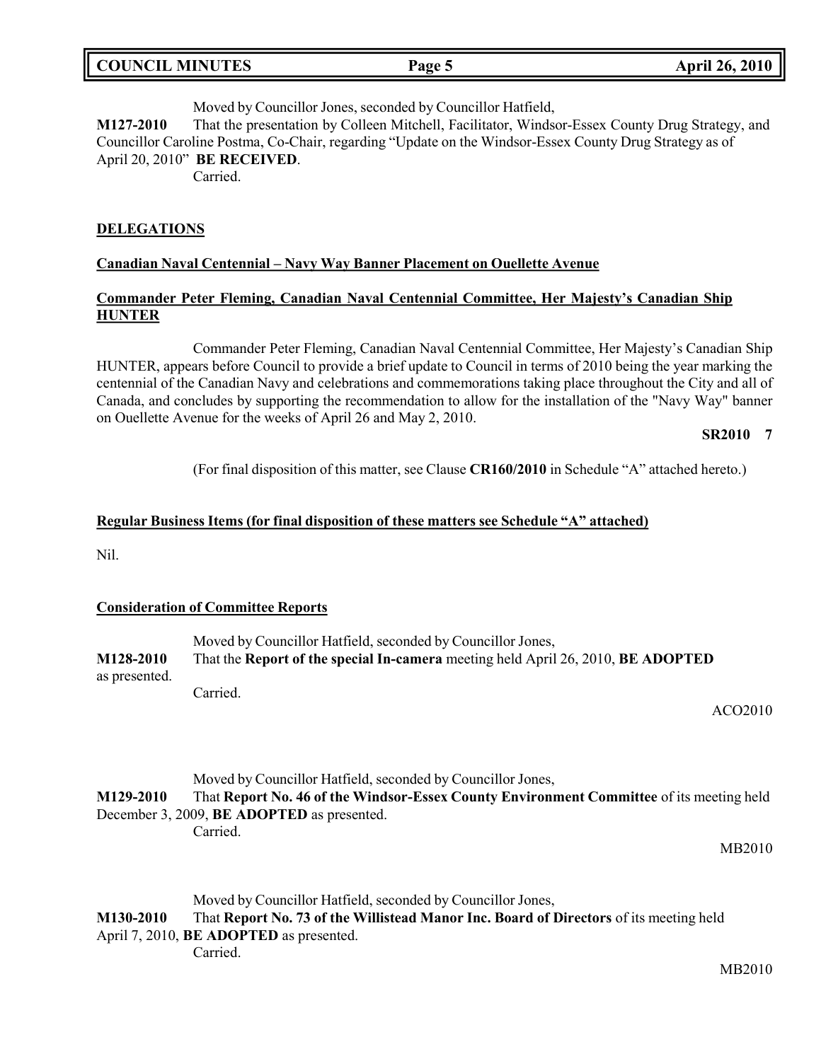Moved by Councillor Jones, seconded by Councillor Hatfield,

**M127-2010** That the presentation by Colleen Mitchell, Facilitator, Windsor-Essex County Drug Strategy, and Councillor Caroline Postma, Co-Chair, regarding "Update on the Windsor-Essex County Drug Strategy as of April 20, 2010" **BE RECEIVED**.

Carried.

## DELEGATIONS

### Canadian Naval Centennial – Navy Way Banner Placement on Ouellette Avenue

### Commander Peter Fleming, Canadian Naval Centennial Committee, Her Majesty's Canadian Ship HUNTER

Commander Peter Fleming, Canadian Naval Centennial Committee, Her Majesty's Canadian Ship HUNTER, appears before Council to provide a brief update to Council in terms of 2010 being the year marking the centennial of the Canadian Navy and celebrations and commemorations taking place throughout the City and all of Canada, and concludes by supporting the recommendation to allow for the installation of the "Navy Way" banner on Ouellette Avenue for the weeks of April 26 and May 2, 2010.

**SR2010 7**

(For final disposition of this matter, see Clause **CR160/2010** in Schedule "A" attached hereto.)

### Regular Business Items (for final disposition of these matters see Schedule "A" attached)

Nil.

### Consideration of Committee Reports

Moved by Councillor Hatfield, seconded by Councillor Jones,

**M128-2010** That the **Report of the special In-camera** meeting held April 26, 2010, **BE ADOPTED** as presented.

Carried.

ACO2010

Moved by Councillor Hatfield, seconded by Councillor Jones,

**M129-2010** That **Report No. 46 of the Windsor-Essex County Environment Committee** of its meeting held December 3, 2009, **BE ADOPTED** as presented.

Carried.

MB2010

Moved by Councillor Hatfield, seconded by Councillor Jones,

**M130-2010** That **Report No. 73 of the Willistead Manor Inc. Board of Directors** of its meeting held April 7, 2010, **BE ADOPTED** as presented.

Carried.

MB2010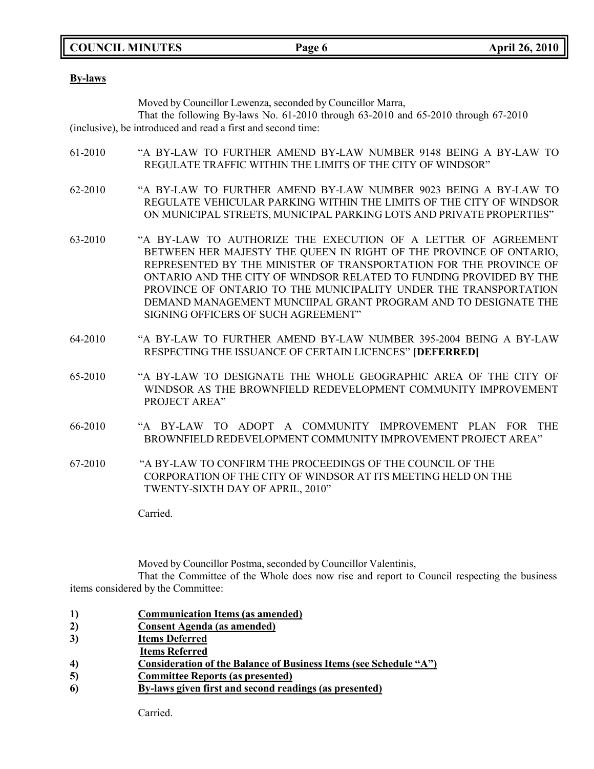**By-laws**

Moved by Councillor Lewenza, seconded by Councillor Marra,

That the following By-laws No. 61-2010 through 63-2010 and 65-2010 through 67-2010 (inclusive), be introduced and read a first and second time:

61-2010 "A BY-LAW TO FURTHER AMEND BY-LAW NUMBER 9148 BEING A BY-LAW TO REGULATE TRAFFIC WITHIN THE LIMITS OF THE CITY OF WINDSOR"

62-2010 "A BY-LAW TO FURTHER AMEND BY-LAW NUMBER 9023 BEING A BY-LAW TO REGULATE VEHICULAR PARKING WITHIN THE LIMITS OF THE CITY OF WINDSOR ON MUNICIPAL STREETS, MUNICIPAL PARKING LOTS AND PRIVATE PROPERTIES"

63-2010 "A BY-LAW TO AUTHORIZE THE EXECUTION OF A LETTER OF AGREEMENT BETWEEN HER MAJESTY THE QUEEN IN RIGHT OF THE PROVINCE OF ONTARIO, REPRESENTED BY THE MINISTER OF TRANSPORTATION FOR THE PROVINCE OF ONTARIO AND THE CITY OF WINDSOR RELATED TO FUNDING PROVIDED BY THE PROVINCE OF ONTARIO TO THE MUNICIPALITY UNDER THE TRANSPORTATION DEMAND MANAGEMENT MUNCIIPAL GRANT PROGRAM AND TO DESIGNATE THE SIGNING OFFICERS OF SUCH AGREEMENT"

64-2010 "A BY-LAW TO FURTHER AMEND BY-LAW NUMBER 395-2004 BEING A BY-LAW RESPECTING THE ISSUANCE OF CERTAIN LICENCES" **[DEFERRED]**

65-2010 "A BY-LAW TO DESIGNATE THE WHOLE GEOGRAPHIC AREA OF THE CITY OF WINDSOR AS THE BROWNFIELD REDEVELOPMENT COMMUNITY IMPROVEMENT PROJECT AREA"

66-2010 "A BY-LAW TO ADOPT A COMMUNITY IMPROVEMENT PLAN FOR THE BROWNFIELD REDEVELOPMENT COMMUNITY IMPROVEMENT PROJECT AREA"

67-2010 "A BY-LAW TO CONFIRM THE PROCEEDINGS OF THE COUNCIL OF THE CORPORATION OF THE CITY OF WINDSOR AT ITS MEETING HELD ON THE TWENTY-SIXTH DAY OF APRIL, 2010"

Carried.

Moved by Councillor Postma, seconded by Councillor Valentinis,

That the Committee of the Whole does now rise and report to Council respecting the business items considered by the Committee:

1) **Communication Items (as amended)**
2) **Consent Agenda (as amended)**
3) **Items Deferred**
   **Items Referred**
4) **Consideration of the Balance of Business Items (see Schedule "A")**
5) **Committee Reports (as presented)**
6) **By-laws given first and second readings (as presented)**

Carried.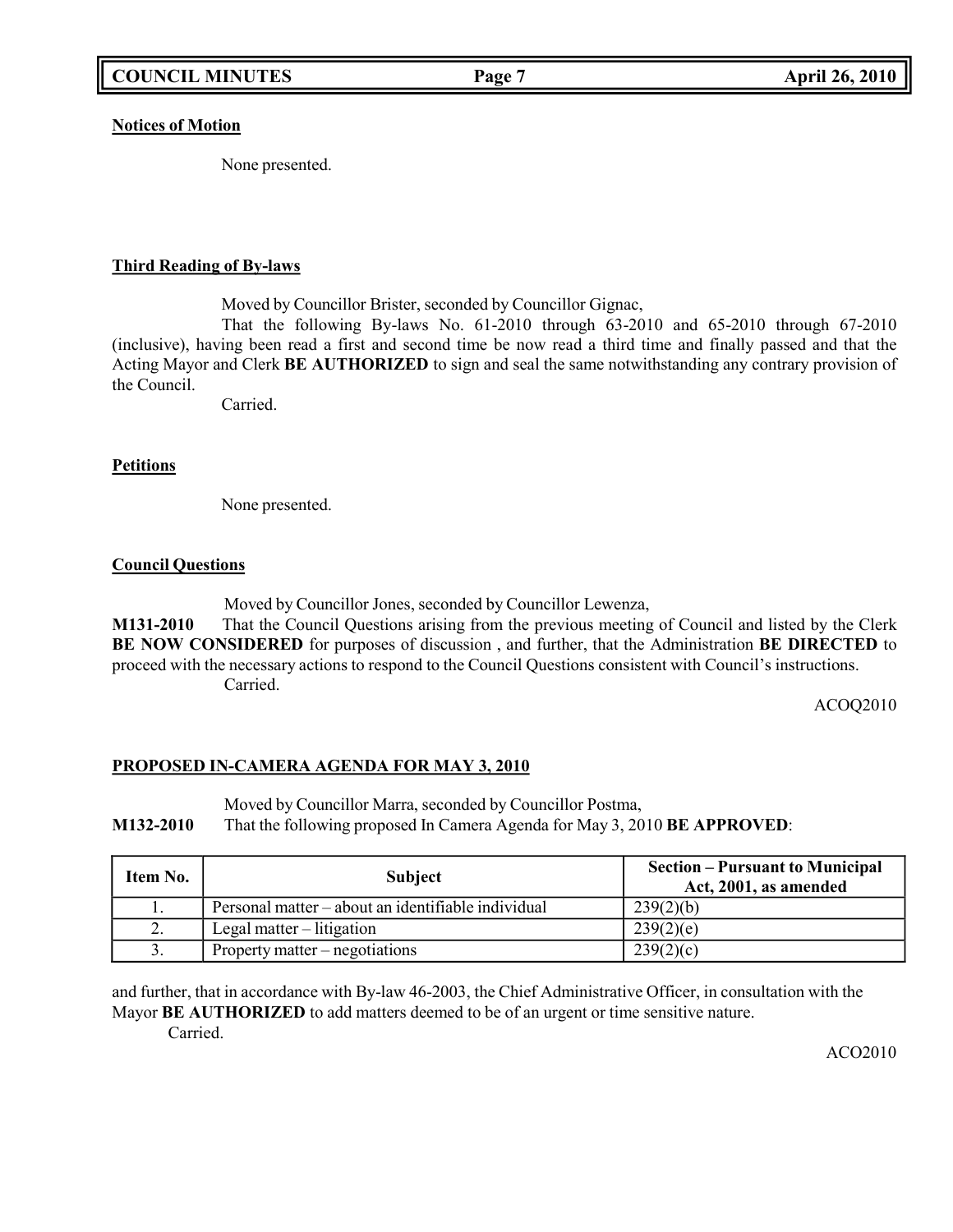**Notices of Motion**

None presented.

**Third Reading of By-laws**

Moved by Councillor Brister, seconded by Councillor Gignac,

That the following By-laws No. 61-2010 through 63-2010 and 65-2010 through 67-2010 (inclusive), having been read a first and second time be now read a third time and finally passed and that the Acting Mayor and Clerk **BE AUTHORIZED** to sign and seal the same notwithstanding any contrary provision of the Council.

Carried.

**Petitions**

None presented.

**Council Questions**

Moved by Councillor Jones, seconded by Councillor Lewenza,

**M131-2010** That the Council Questions arising from the previous meeting of Council and listed by the Clerk **BE NOW CONSIDERED** for purposes of discussion , and further, that the Administration **BE DIRECTED** to proceed with the necessary actions to respond to the Council Questions consistent with Council's instructions.

Carried.

ACOQ2010

**PROPOSED IN-CAMERA AGENDA FOR MAY 3, 2010**

Moved by Councillor Marra, seconded by Councillor Postma,

**M132-2010** That the following proposed In Camera Agenda for May 3, 2010 **BE APPROVED**:

| Item No. | Subject | Section – Pursuant to Municipal Act, 2001, as amended |
|---|---|---|
| 1. | Personal matter – about an identifiable individual | 239(2)(b) |
| 2. | Legal matter – litigation | 239(2)(e) |
| 3. | Property matter – negotiations | 239(2)(c) |

and further, that in accordance with By-law 46-2003, the Chief Administrative Officer, in consultation with the Mayor **BE AUTHORIZED** to add matters deemed to be of an urgent or time sensitive nature.

Carried.

ACO2010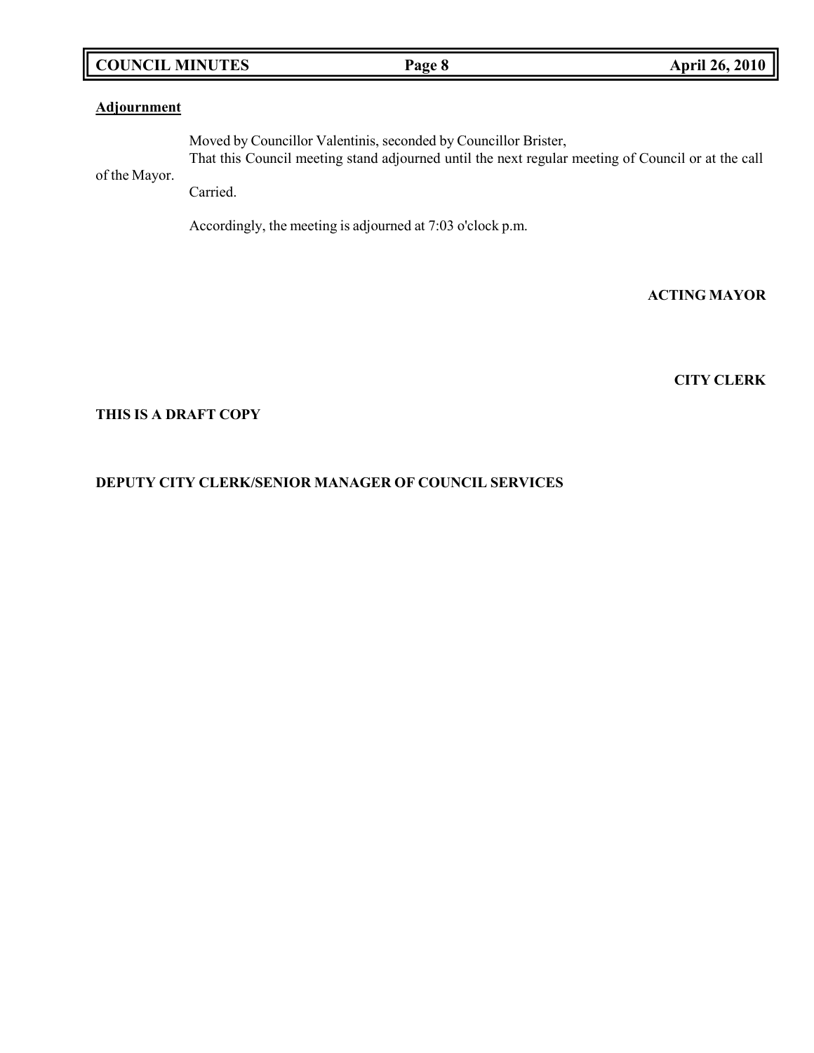**Adjournment**

Moved by Councillor Valentinis, seconded by Councillor Brister,
That this Council meeting stand adjourned until the next regular meeting of Council or at the call of the Mayor.
Carried.

Accordingly, the meeting is adjourned at 7:03 o'clock p.m.

**ACTING MAYOR**

**CITY CLERK**

**THIS IS A DRAFT COPY**

**DEPUTY CITY CLERK/SENIOR MANAGER OF COUNCIL SERVICES**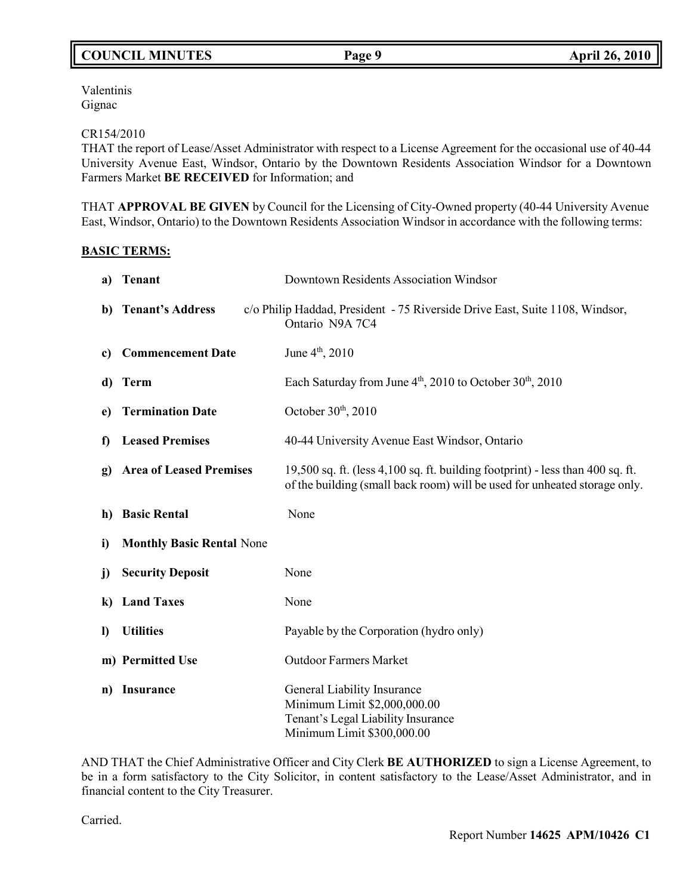Valentinis
Gignac

CR154/2010
THAT the report of Lease/Asset Administrator with respect to a License Agreement for the occasional use of 40-44 University Avenue East, Windsor, Ontario by the Downtown Residents Association Windsor for a Downtown Farmers Market **BE RECEIVED** for Information; and

THAT **APPROVAL BE GIVEN** by Council for the Licensing of City-Owned property (40-44 University Avenue East, Windsor, Ontario) to the Downtown Residents Association Windsor in accordance with the following terms:

**BASIC TERMS:**

| | | |
|---|---|---|
| **a)** | **Tenant** | Downtown Residents Association Windsor |
| **b)** | **Tenant's Address** | c/o Philip Haddad, President - 75 Riverside Drive East, Suite 1108, Windsor, Ontario N9A 7C4 |
| **c)** | **Commencement Date** | June 4th, 2010 |
| **d)** | **Term** | Each Saturday from June 4th, 2010 to October 30th, 2010 |
| **e)** | **Termination Date** | October 30th, 2010 |
| **f)** | **Leased Premises** | 40-44 University Avenue East Windsor, Ontario |
| **g)** | **Area of Leased Premises** | 19,500 sq. ft. (less 4,100 sq. ft. building footprint) - less than 400 sq. ft. of the building (small back room) will be used for unheated storage only. |
| **h)** | **Basic Rental** | None |
| **i)** | **Monthly Basic Rental** | None |
| **j)** | **Security Deposit** | None |
| **k)** | **Land Taxes** | None |
| **l)** | **Utilities** | Payable by the Corporation (hydro only) |
| **m)** | **Permitted Use** | Outdoor Farmers Market |
| **n)** | **Insurance** | General Liability Insurance<br>Minimum Limit $2,000,000.00<br>Tenant's Legal Liability Insurance<br>Minimum Limit $300,000.00 |

AND THAT the Chief Administrative Officer and City Clerk **BE AUTHORIZED** to sign a License Agreement, to be in a form satisfactory to the City Solicitor, in content satisfactory to the Lease/Asset Administrator, and in financial content to the City Treasurer.

Carried.

Report Number **14625 APM/10426 C1**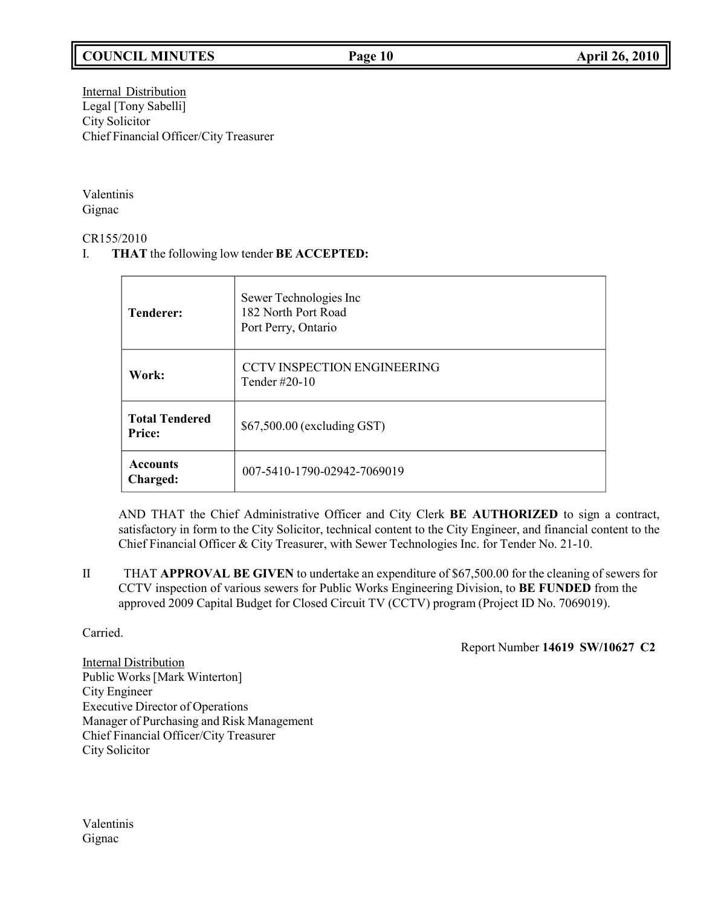Internal Distribution
Legal [Tony Sabelli]
City Solicitor
Chief Financial Officer/City Treasurer

Valentinis
Gignac

CR155/2010

I. **THAT** the following low tender **BE ACCEPTED:**

| | |
|---|---|
| **Tenderer:** | Sewer Technologies Inc<br>182 North Port Road<br>Port Perry, Ontario |
| **Work:** | CCTV INSPECTION ENGINEERING<br>Tender #20-10 |
| **Total Tendered Price:** | $67,500.00 (excluding GST) |
| **Accounts Charged:** | 007-5410-1790-02942-7069019 |

AND THAT the Chief Administrative Officer and City Clerk **BE AUTHORIZED** to sign a contract, satisfactory in form to the City Solicitor, technical content to the City Engineer, and financial content to the Chief Financial Officer & City Treasurer, with Sewer Technologies Inc. for Tender No. 21-10.

II THAT **APPROVAL BE GIVEN** to undertake an expenditure of $67,500.00 for the cleaning of sewers for CCTV inspection of various sewers for Public Works Engineering Division, to **BE FUNDED** from the approved 2009 Capital Budget for Closed Circuit TV (CCTV) program (Project ID No. 7069019).

Carried.

Report Number **14619 SW/10627 C2**

Internal Distribution
Public Works [Mark Winterton]
City Engineer
Executive Director of Operations
Manager of Purchasing and Risk Management
Chief Financial Officer/City Treasurer
City Solicitor

Valentinis
Gignac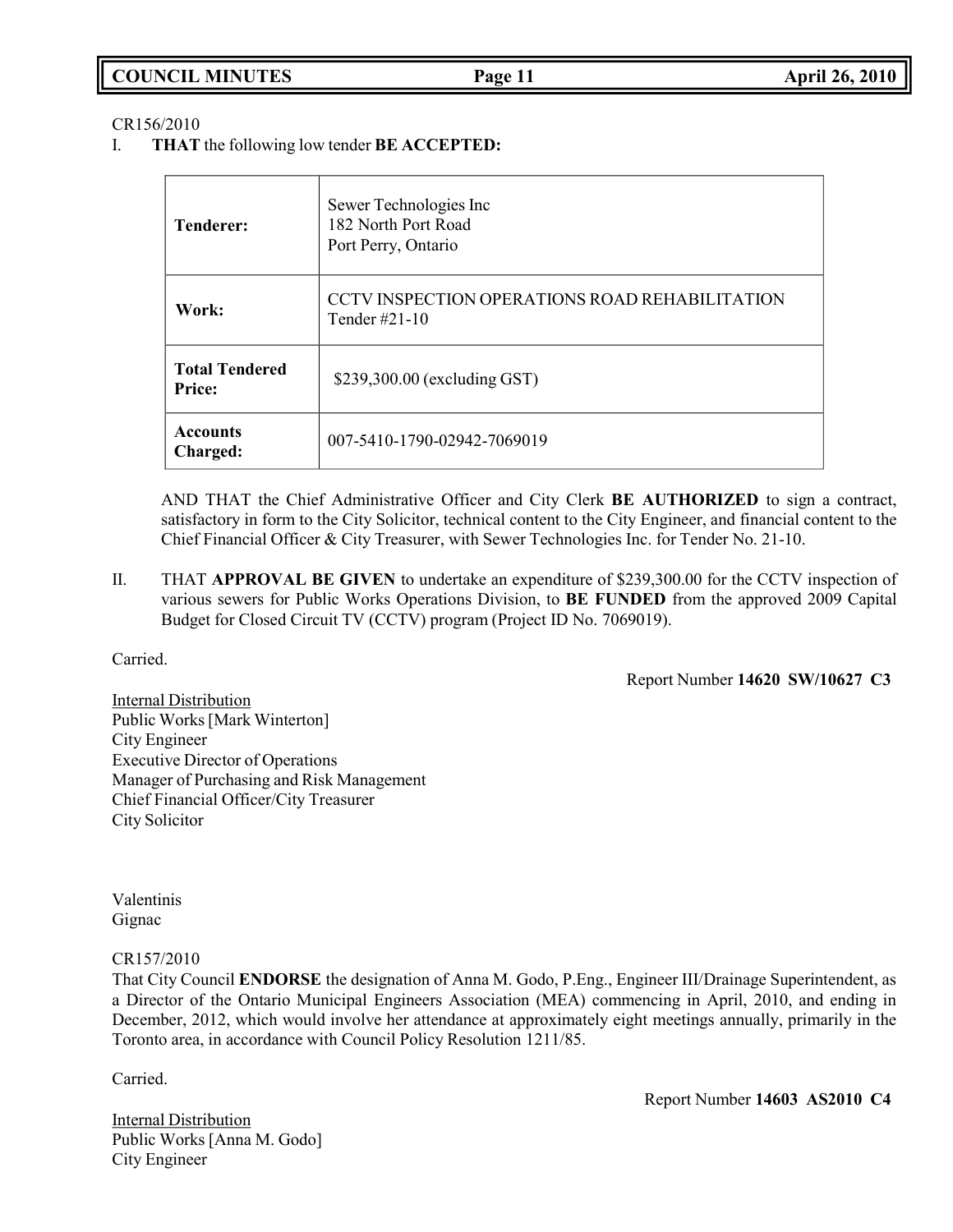CR156/2010

I. **THAT** the following low tender **BE ACCEPTED:**

| | |
|---|---|
| **Tenderer:** | Sewer Technologies Inc<br>182 North Port Road<br>Port Perry, Ontario |
| **Work:** | CCTV INSPECTION OPERATIONS ROAD REHABILITATION<br>Tender #21-10 |
| **Total Tendered Price:** | $239,300.00 (excluding GST) |
| **Accounts Charged:** | 007-5410-1790-02942-7069019 |

AND THAT the Chief Administrative Officer and City Clerk **BE AUTHORIZED** to sign a contract, satisfactory in form to the City Solicitor, technical content to the City Engineer, and financial content to the Chief Financial Officer & City Treasurer, with Sewer Technologies Inc. for Tender No. 21-10.

II. THAT **APPROVAL BE GIVEN** to undertake an expenditure of $239,300.00 for the CCTV inspection of various sewers for Public Works Operations Division, to **BE FUNDED** from the approved 2009 Capital Budget for Closed Circuit TV (CCTV) program (Project ID No. 7069019).

Carried.

Report Number **14620 SW/10627 C3**

Internal Distribution
Public Works [Mark Winterton]
City Engineer
Executive Director of Operations
Manager of Purchasing and Risk Management
Chief Financial Officer/City Treasurer
City Solicitor

Valentinis
Gignac

CR157/2010

That City Council **ENDORSE** the designation of Anna M. Godo, P.Eng., Engineer III/Drainage Superintendent, as a Director of the Ontario Municipal Engineers Association (MEA) commencing in April, 2010, and ending in December, 2012, which would involve her attendance at approximately eight meetings annually, primarily in the Toronto area, in accordance with Council Policy Resolution 1211/85.

Carried.

Report Number **14603 AS2010 C4**

Internal Distribution
Public Works [Anna M. Godo]
City Engineer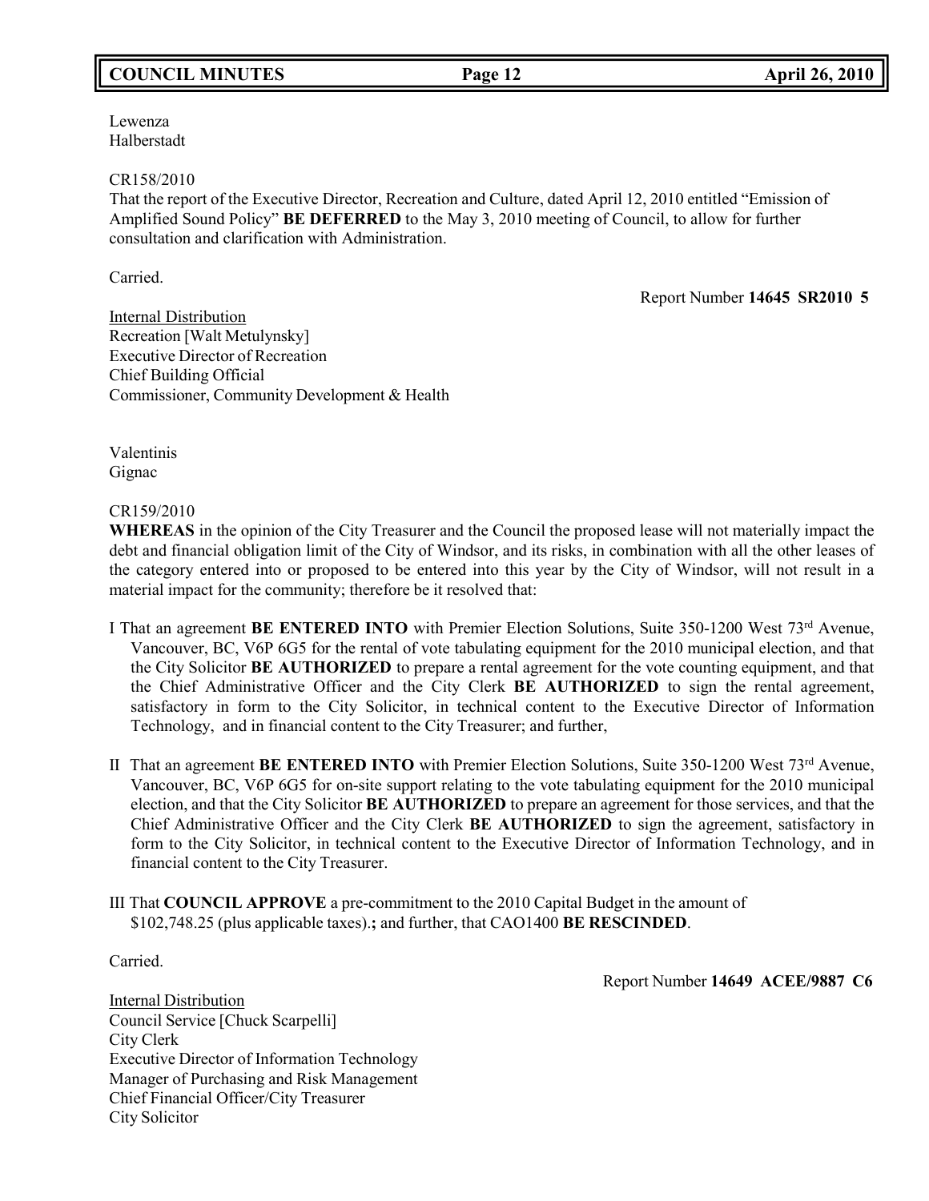Lewenza
Halberstadt

CR158/2010
That the report of the Executive Director, Recreation and Culture, dated April 12, 2010 entitled "Emission of Amplified Sound Policy" **BE DEFERRED** to the May 3, 2010 meeting of Council, to allow for further consultation and clarification with Administration.

Carried.

Report Number **14645 SR2010 5**

Internal Distribution
Recreation [Walt Metulynsky]
Executive Director of Recreation
Chief Building Official
Commissioner, Community Development & Health

Valentinis
Gignac

CR159/2010
**WHEREAS** in the opinion of the City Treasurer and the Council the proposed lease will not materially impact the debt and financial obligation limit of the City of Windsor, and its risks, in combination with all the other leases of the category entered into or proposed to be entered into this year by the City of Windsor, will not result in a material impact for the community; therefore be it resolved that:

I That an agreement **BE ENTERED INTO** with Premier Election Solutions, Suite 350-1200 West 73rd Avenue, Vancouver, BC, V6P 6G5 for the rental of vote tabulating equipment for the 2010 municipal election, and that the City Solicitor **BE AUTHORIZED** to prepare a rental agreement for the vote counting equipment, and that the Chief Administrative Officer and the City Clerk **BE AUTHORIZED** to sign the rental agreement, satisfactory in form to the City Solicitor, in technical content to the Executive Director of Information Technology, and in financial content to the City Treasurer; and further,

II That an agreement **BE ENTERED INTO** with Premier Election Solutions, Suite 350-1200 West 73rd Avenue, Vancouver, BC, V6P 6G5 for on-site support relating to the vote tabulating equipment for the 2010 municipal election, and that the City Solicitor **BE AUTHORIZED** to prepare an agreement for those services, and that the Chief Administrative Officer and the City Clerk **BE AUTHORIZED** to sign the agreement, satisfactory in form to the City Solicitor, in technical content to the Executive Director of Information Technology, and in financial content to the City Treasurer.

III That **COUNCIL APPROVE** a pre-commitment to the 2010 Capital Budget in the amount of $102,748.25 (plus applicable taxes).**;** and further, that CAO1400 **BE RESCINDED**.

Carried.

Report Number **14649 ACEE/9887 C6**

Internal Distribution
Council Service [Chuck Scarpelli]
City Clerk
Executive Director of Information Technology
Manager of Purchasing and Risk Management
Chief Financial Officer/City Treasurer
City Solicitor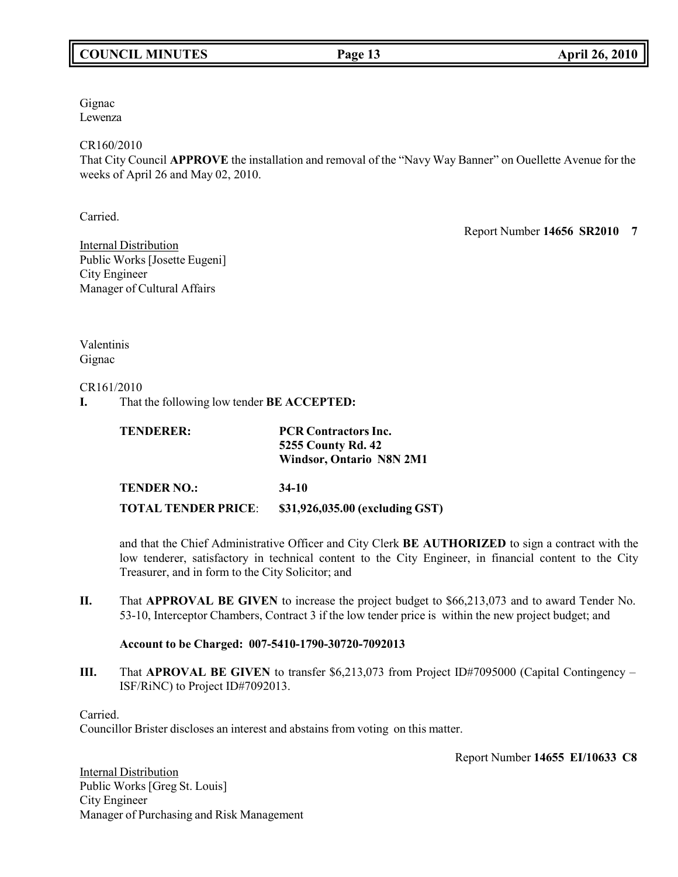Gignac
Lewenza

CR160/2010
That City Council **APPROVE** the installation and removal of the "Navy Way Banner" on Ouellette Avenue for the weeks of April 26 and May 02, 2010.

Carried.

Report Number **14656 SR2010 7**

Internal Distribution
Public Works [Josette Eugeni]
City Engineer
Manager of Cultural Affairs

Valentinis
Gignac

CR161/2010

**I.** That the following low tender **BE ACCEPTED:**

| | |
|---|---|
| **TENDERER:** | **PCR Contractors Inc.**<br>**5255 County Rd. 42**<br>**Windsor, Ontario N8N 2M1** |
| **TENDER NO.:** | **34-10** |
| **TOTAL TENDER PRICE**: | **$31,926,035.00 (excluding GST)** |

and that the Chief Administrative Officer and City Clerk **BE AUTHORIZED** to sign a contract with the low tenderer, satisfactory in technical content to the City Engineer, in financial content to the City Treasurer, and in form to the City Solicitor; and

**II.** That **APPROVAL BE GIVEN** to increase the project budget to $66,213,073 and to award Tender No. 53-10, Interceptor Chambers, Contract 3 if the low tender price is within the new project budget; and

**Account to be Charged: 007-5410-1790-30720-7092013**

**III.** That **APROVAL BE GIVEN** to transfer $6,213,073 from Project ID#7095000 (Capital Contingency – ISF/RiNC) to Project ID#7092013.

Carried.
Councillor Brister discloses an interest and abstains from voting on this matter.

Report Number **14655 EI/10633 C8**

Internal Distribution
Public Works [Greg St. Louis]
City Engineer
Manager of Purchasing and Risk Management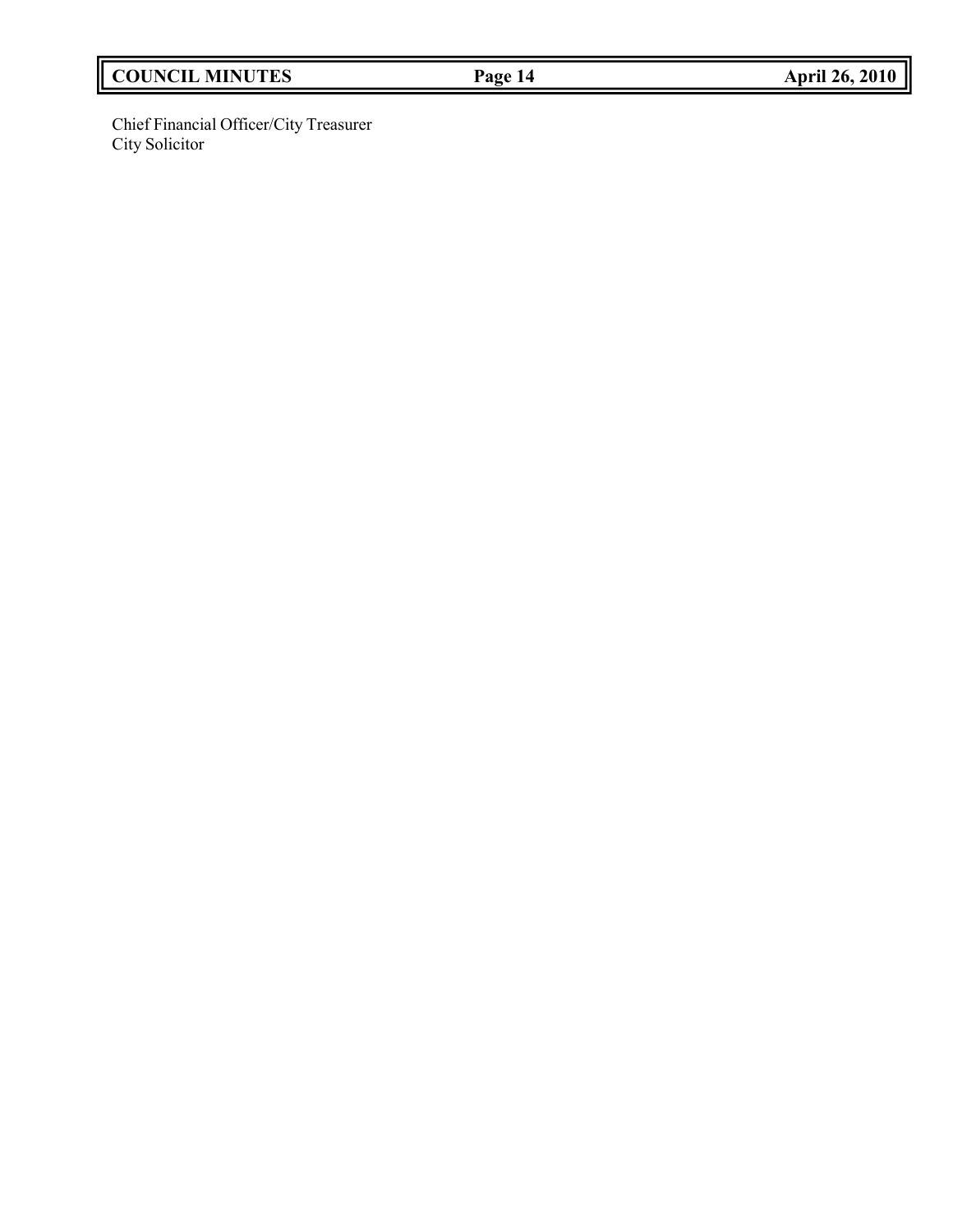Chief Financial Officer/City Treasurer
City Solicitor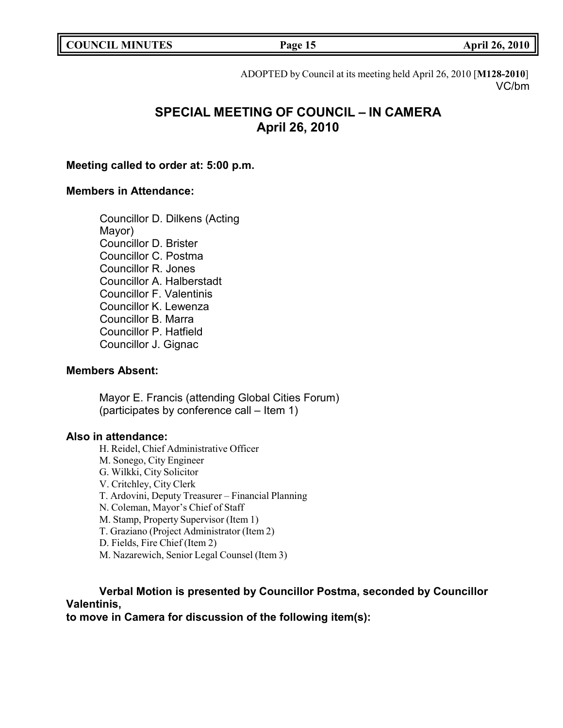ADOPTED by Council at its meeting held April 26, 2010 [**M128-2010**]
VC/bm

# SPECIAL MEETING OF COUNCIL – IN CAMERA
## April 26, 2010

**Meeting called to order at: 5:00 p.m.**

**Members in Attendance:**

Councillor D. Dilkens (Acting Mayor)
Councillor D. Brister
Councillor C. Postma
Councillor R. Jones
Councillor A. Halberstadt
Councillor F. Valentinis
Councillor K. Lewenza
Councillor B. Marra
Councillor P. Hatfield
Councillor J. Gignac

**Members Absent:**

Mayor E. Francis (attending Global Cities Forum)
(participates by conference call – Item 1)

**Also in attendance:**

H. Reidel, Chief Administrative Officer
M. Sonego, City Engineer
G. Wilkki, City Solicitor
V. Critchley, City Clerk
T. Ardovini, Deputy Treasurer – Financial Planning
N. Coleman, Mayor's Chief of Staff
M. Stamp, Property Supervisor (Item 1)
T. Graziano (Project Administrator (Item 2)
D. Fields, Fire Chief (Item 2)
M. Nazarewich, Senior Legal Counsel (Item 3)

**Verbal Motion is presented by Councillor Postma, seconded by Councillor Valentinis,**
**to move in Camera for discussion of the following item(s):**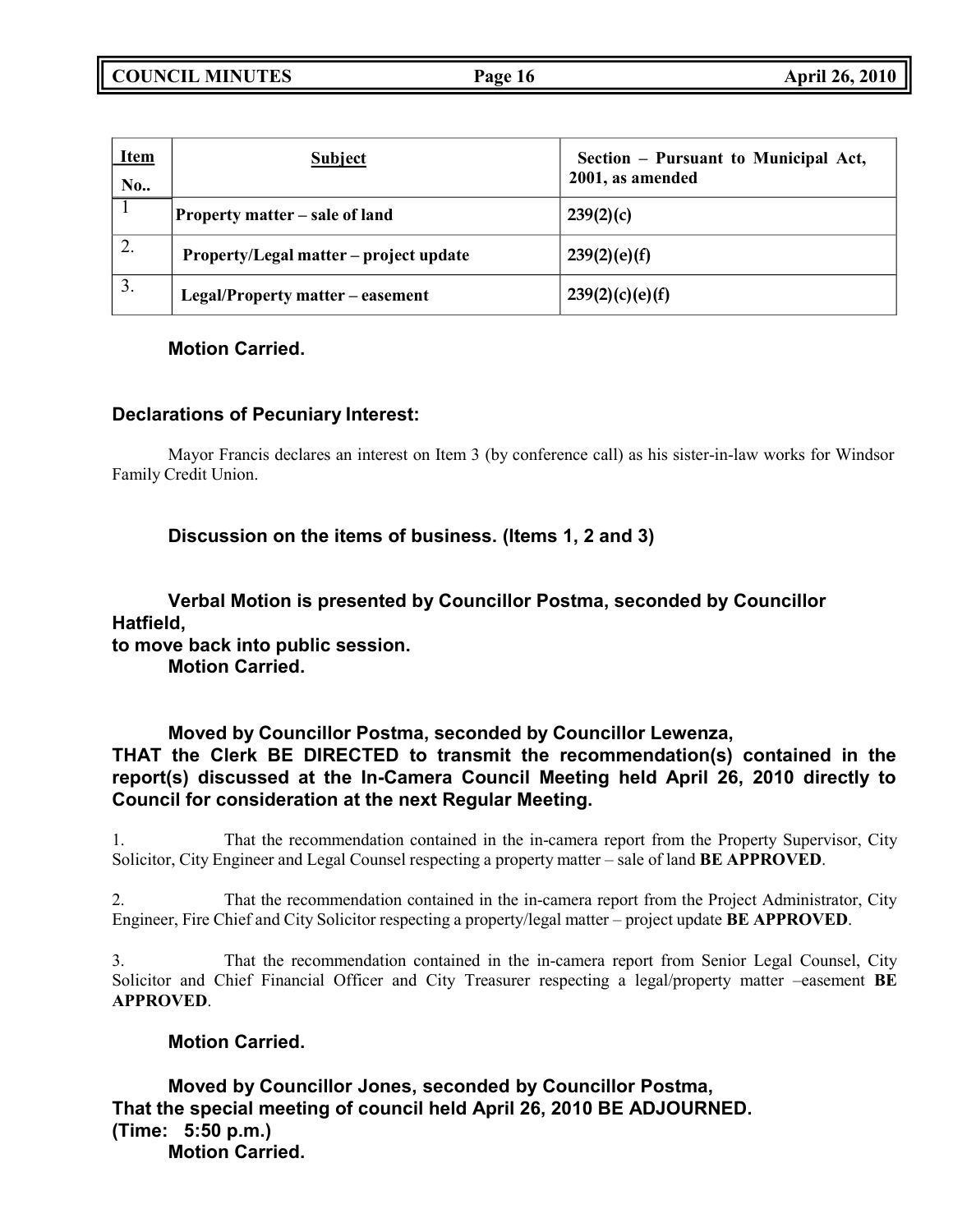| Item No.. | Subject | Section – Pursuant to Municipal Act, 2001, as amended |
|---|---|---|
| 1 | Property matter – sale of land | 239(2)(c) |
| 2. | Property/Legal matter – project update | 239(2)(e)(f) |
| 3. | Legal/Property matter – easement | 239(2)(c)(e)(f) |

**Motion Carried.**

**Declarations of Pecuniary Interest:**

Mayor Francis declares an interest on Item 3 (by conference call) as his sister-in-law works for Windsor Family Credit Union.

**Discussion on the items of business. (Items 1, 2 and 3)**

**Verbal Motion is presented by Councillor Postma, seconded by Councillor Hatfield, to move back into public session.**
**Motion Carried.**

**Moved by Councillor Postma, seconded by Councillor Lewenza,**
**THAT the Clerk BE DIRECTED to transmit the recommendation(s) contained in the report(s) discussed at the In-Camera Council Meeting held April 26, 2010 directly to Council for consideration at the next Regular Meeting.**

1. That the recommendation contained in the in-camera report from the Property Supervisor, City Solicitor, City Engineer and Legal Counsel respecting a property matter – sale of land **BE APPROVED**.

2. That the recommendation contained in the in-camera report from the Project Administrator, City Engineer, Fire Chief and City Solicitor respecting a property/legal matter – project update **BE APPROVED**.

3. That the recommendation contained in the in-camera report from Senior Legal Counsel, City Solicitor and Chief Financial Officer and City Treasurer respecting a legal/property matter –easement **BE APPROVED**.

**Motion Carried.**

**Moved by Councillor Jones, seconded by Councillor Postma,**
**That the special meeting of council held April 26, 2010 BE ADJOURNED.**
**(Time: 5:50 p.m.)**
**Motion Carried.**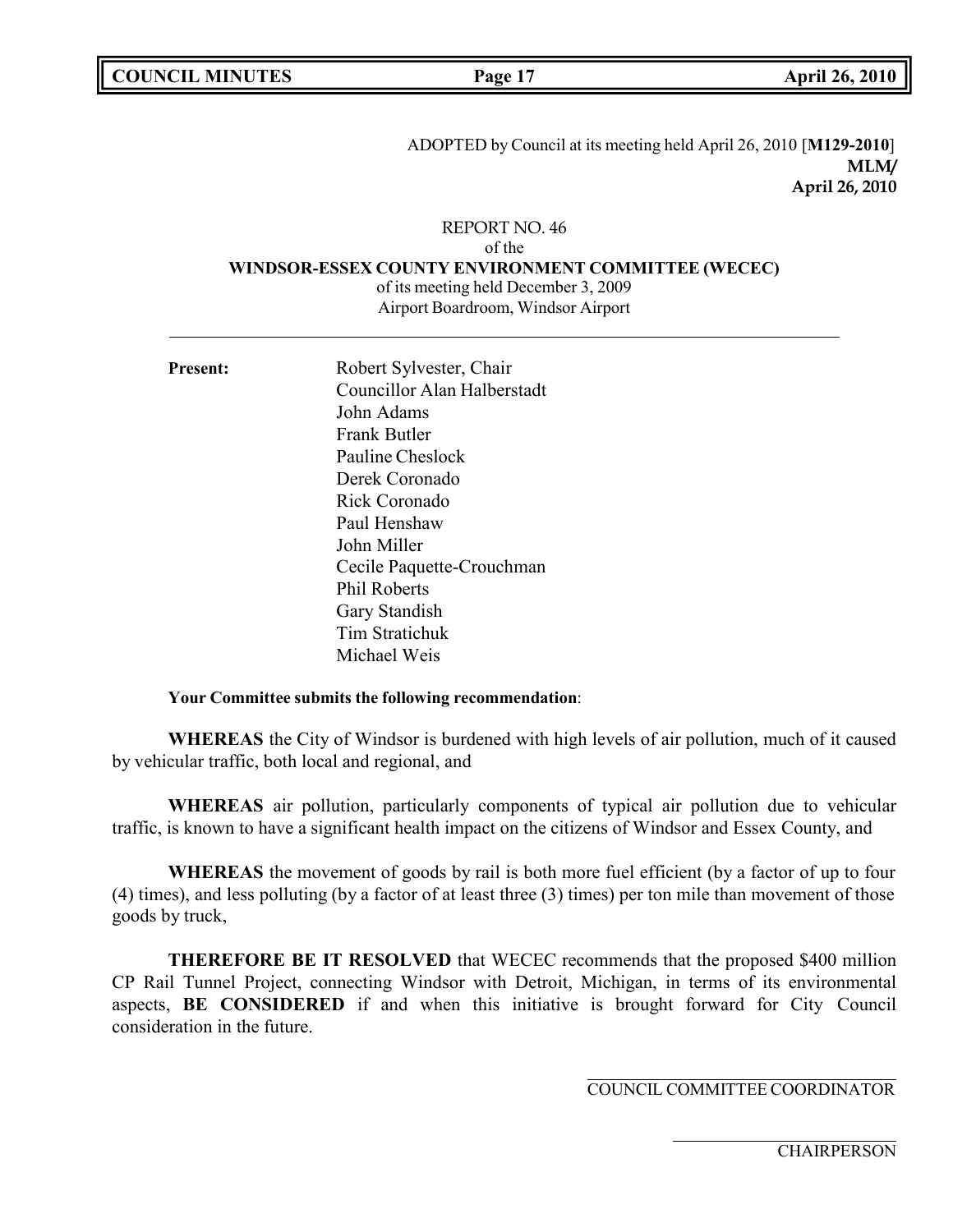ADOPTED by Council at its meeting held April 26, 2010 [**M129-2010**]
**MLM/**
**April 26, 2010**

REPORT NO. 46
of the
**WINDSOR-ESSEX COUNTY ENVIRONMENT COMMITTEE (WECEC)**
of its meeting held December 3, 2009
Airport Boardroom, Windsor Airport

---

**Present:**

Robert Sylvester, Chair
Councillor Alan Halberstadt
John Adams
Frank Butler
Pauline Cheslock
Derek Coronado
Rick Coronado
Paul Henshaw
John Miller
Cecile Paquette-Crouchman
Phil Roberts
Gary Standish
Tim Stratichuk
Michael Weis

**Your Committee submits the following recommendation**:

**WHEREAS** the City of Windsor is burdened with high levels of air pollution, much of it caused by vehicular traffic, both local and regional, and

**WHEREAS** air pollution, particularly components of typical air pollution due to vehicular traffic, is known to have a significant health impact on the citizens of Windsor and Essex County, and

**WHEREAS** the movement of goods by rail is both more fuel efficient (by a factor of up to four (4) times), and less polluting (by a factor of at least three (3) times) per ton mile than movement of those goods by truck,

**THEREFORE BE IT RESOLVED** that WECEC recommends that the proposed $400 million CP Rail Tunnel Project, connecting Windsor with Detroit, Michigan, in terms of its environmental aspects, **BE CONSIDERED** if and when this initiative is brought forward for City Council consideration in the future.

COUNCIL COMMITTEE COORDINATOR

CHAIRPERSON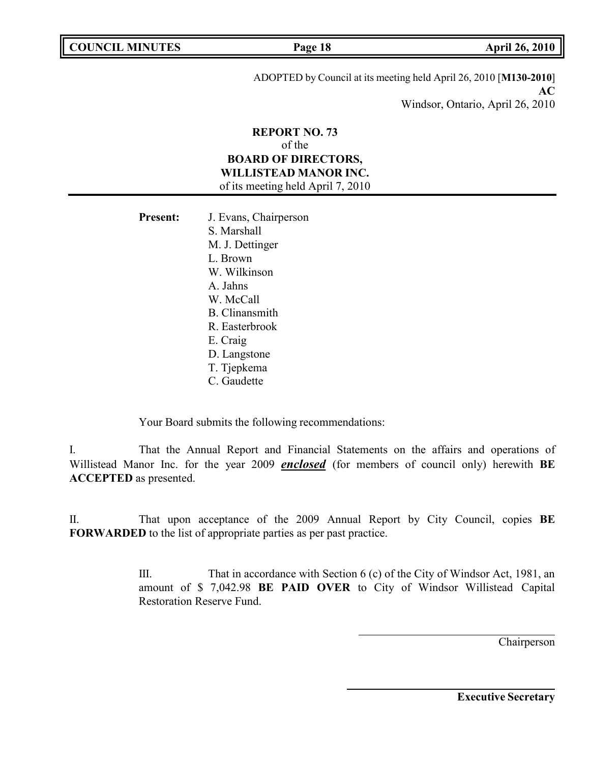ADOPTED by Council at its meeting held April 26, 2010 [**M130-2010**]
**AC**
Windsor, Ontario, April 26, 2010

**REPORT NO. 73**
of the
**BOARD OF DIRECTORS,**
**WILLISTEAD MANOR INC.**
of its meeting held April 7, 2010

**Present:** J. Evans, Chairperson
S. Marshall
M. J. Dettinger
L. Brown
W. Wilkinson
A. Jahns
W. McCall
B. Clinansmith
R. Easterbrook
E. Craig
D. Langstone
T. Tjepkema
C. Gaudette

Your Board submits the following recommendations:

I. That the Annual Report and Financial Statements on the affairs and operations of Willistead Manor Inc. for the year 2009 ***enclosed*** (for members of council only) herewith **BE ACCEPTED** as presented.

II. That upon acceptance of the 2009 Annual Report by City Council, copies **BE FORWARDED** to the list of appropriate parties as per past practice.

III. That in accordance with Section 6 (c) of the City of Windsor Act, 1981, an amount of $ 7,042.98 **BE PAID OVER** to City of Windsor Willistead Capital Restoration Reserve Fund.

Chairperson

**Executive Secretary**